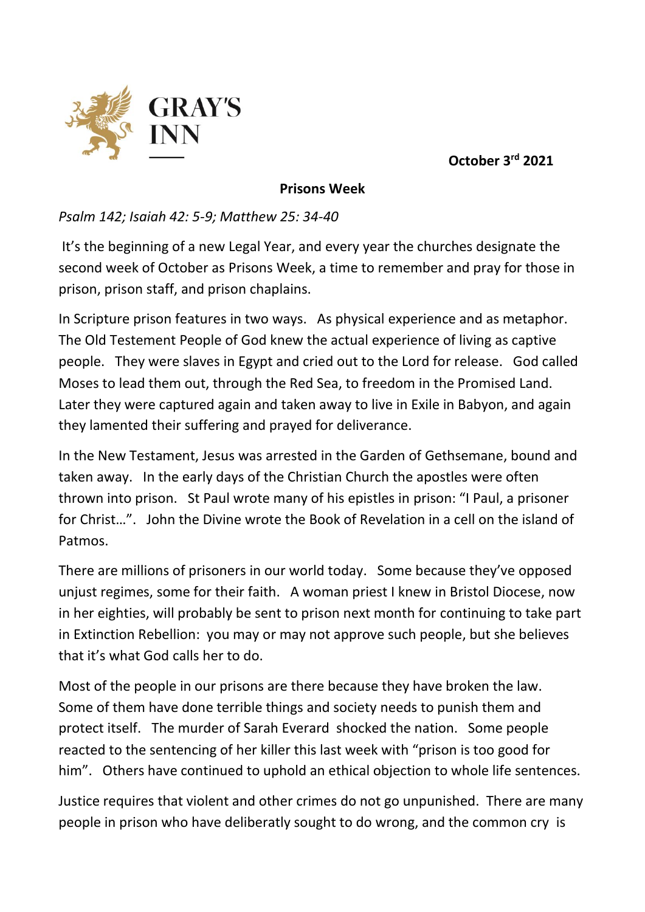GRAY'S INN

**October 3rd 2021**

**Prisons Week**

*Psalm 142; Isaiah 42: 5-9; Matthew 25: 34-40*

It's the beginning of a new Legal Year, and every year the churches designate the second week of October as Prisons Week, a time to remember and pray for those in prison, prison staff, and prison chaplains.

In Scripture prison features in two ways. As physical experience and as metaphor. The Old Testement People of God knew the actual experience of living as captive people. They were slaves in Egypt and cried out to the Lord for release. God called Moses to lead them out, through the Red Sea, to freedom in the Promised Land. Later they were captured again and taken away to live in Exile in Babyon, and again they lamented their suffering and prayed for deliverance.

In the New Testament, Jesus was arrested in the Garden of Gethsemane, bound and taken away. In the early days of the Christian Church the apostles were often thrown into prison. St Paul wrote many of his epistles in prison: "I Paul, a prisoner for Christ…". John the Divine wrote the Book of Revelation in a cell on the island of Patmos.

There are millions of prisoners in our world today. Some because they've opposed unjust regimes, some for their faith. A woman priest I knew in Bristol Diocese, now in her eighties, will probably be sent to prison next month for continuing to take part in Extinction Rebellion: you may or may not approve such people, but she believes that it's what God calls her to do.

Most of the people in our prisons are there because they have broken the law. Some of them have done terrible things and society needs to punish them and protect itself. The murder of Sarah Everard shocked the nation. Some people reacted to the sentencing of her killer this last week with "prison is too good for him". Others have continued to uphold an ethical objection to whole life sentences.

Justice requires that violent and other crimes do not go unpunished. There are many people in prison who have deliberatly sought to do wrong, and the common cry is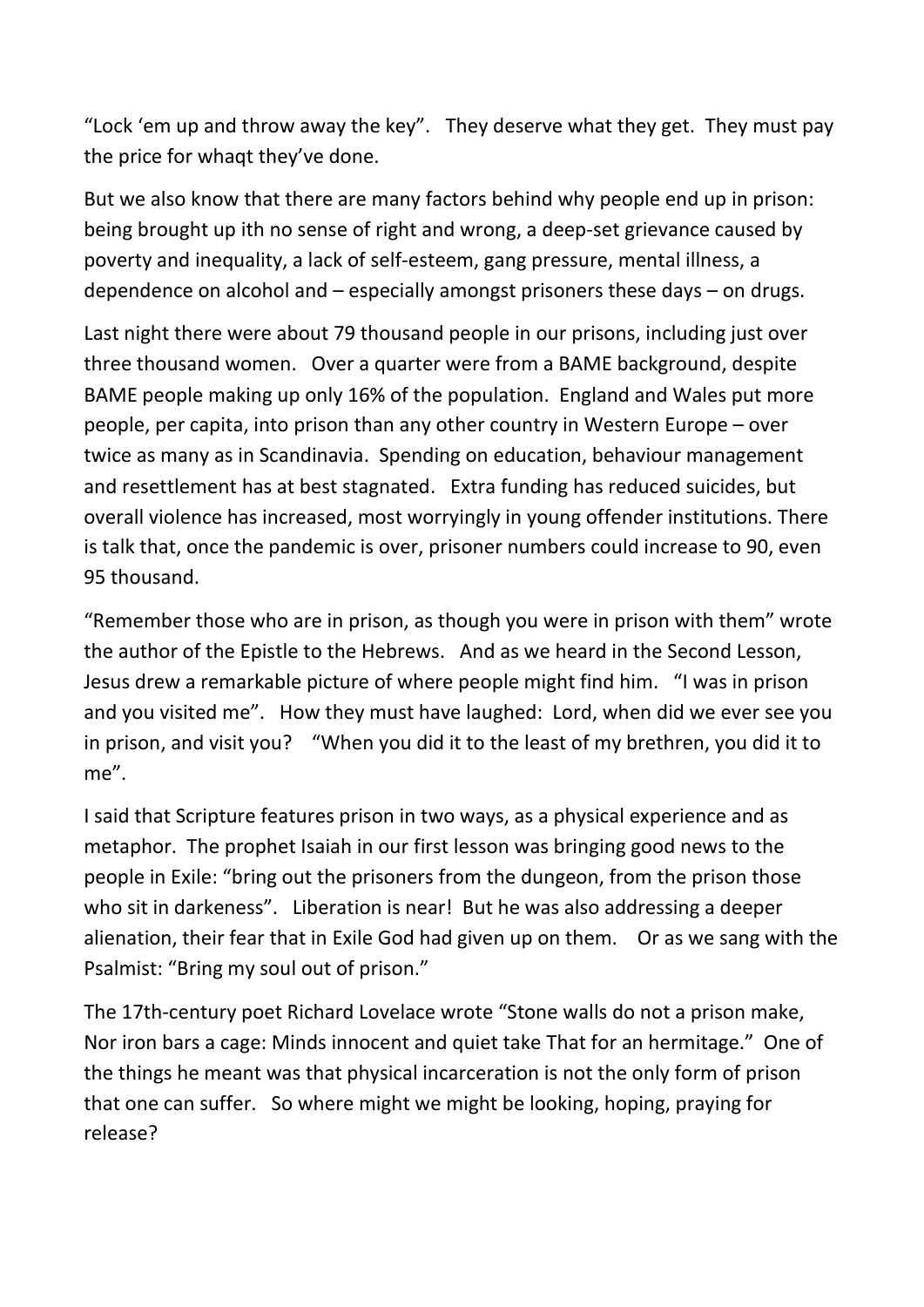"Lock 'em up and throw away the key". They deserve what they get. They must pay the price for whaqt they've done.

But we also know that there are many factors behind why people end up in prison: being brought up ith no sense of right and wrong, a deep-set grievance caused by poverty and inequality, a lack of self-esteem, gang pressure, mental illness, a dependence on alcohol and – especially amongst prisoners these days – on drugs.

Last night there were about 79 thousand people in our prisons, including just over three thousand women. Over a quarter were from a BAME background, despite BAME people making up only 16% of the population. England and Wales put more people, per capita, into prison than any other country in Western Europe – over twice as many as in Scandinavia. Spending on education, behaviour management and resettlement has at best stagnated. Extra funding has reduced suicides, but overall violence has increased, most worryingly in young offender institutions. There is talk that, once the pandemic is over, prisoner numbers could increase to 90, even 95 thousand.

"Remember those who are in prison, as though you were in prison with them" wrote the author of the Epistle to the Hebrews. And as we heard in the Second Lesson, Jesus drew a remarkable picture of where people might find him. "I was in prison and you visited me". How they must have laughed: Lord, when did we ever see you in prison, and visit you? "When you did it to the least of my brethren, you did it to me".

I said that Scripture features prison in two ways, as a physical experience and as metaphor. The prophet Isaiah in our first lesson was bringing good news to the people in Exile: "bring out the prisoners from the dungeon, from the prison those who sit in darkeness". Liberation is near! But he was also addressing a deeper alienation, their fear that in Exile God had given up on them. Or as we sang with the Psalmist: "Bring my soul out of prison."

The 17th-century poet Richard Lovelace wrote "Stone walls do not a prison make, Nor iron bars a cage: Minds innocent and quiet take That for an hermitage." One of the things he meant was that physical incarceration is not the only form of prison that one can suffer. So where might we might be looking, hoping, praying for release?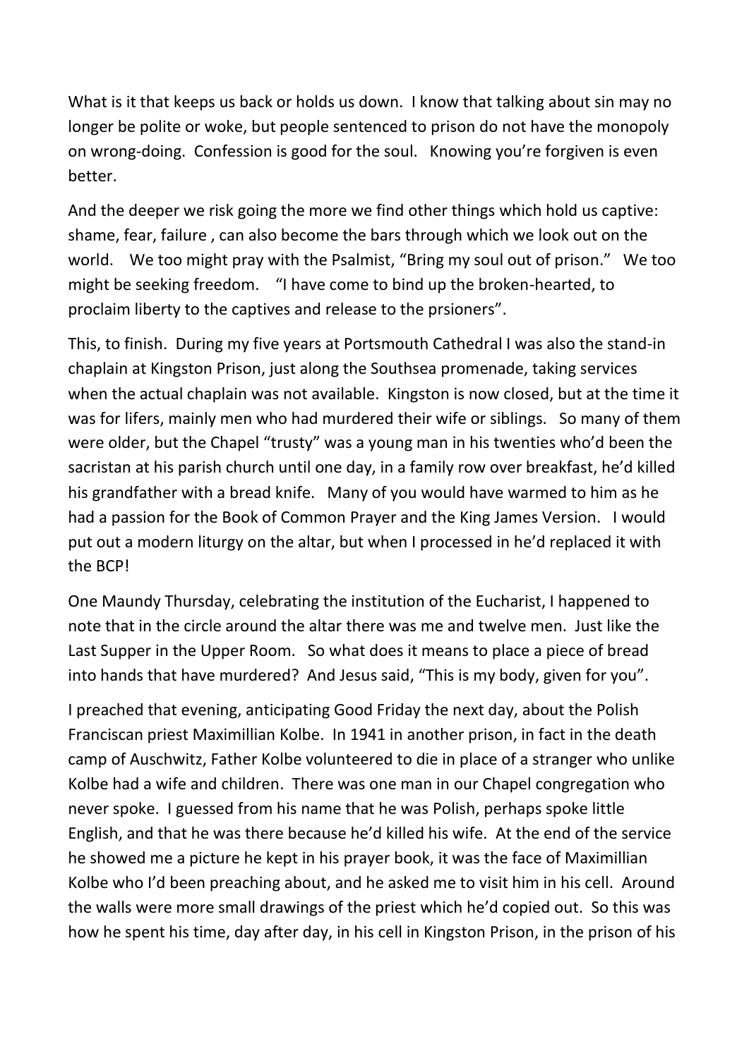What is it that keeps us back or holds us down. I know that talking about sin may no longer be polite or woke, but people sentenced to prison do not have the monopoly on wrong-doing. Confession is good for the soul. Knowing you're forgiven is even better.

And the deeper we risk going the more we find other things which hold us captive: shame, fear, failure , can also become the bars through which we look out on the world. We too might pray with the Psalmist, "Bring my soul out of prison." We too might be seeking freedom. "I have come to bind up the broken-hearted, to proclaim liberty to the captives and release to the prsioners".

This, to finish. During my five years at Portsmouth Cathedral I was also the stand-in chaplain at Kingston Prison, just along the Southsea promenade, taking services when the actual chaplain was not available. Kingston is now closed, but at the time it was for lifers, mainly men who had murdered their wife or siblings. So many of them were older, but the Chapel "trusty" was a young man in his twenties who'd been the sacristan at his parish church until one day, in a family row over breakfast, he'd killed his grandfather with a bread knife. Many of you would have warmed to him as he had a passion for the Book of Common Prayer and the King James Version. I would put out a modern liturgy on the altar, but when I processed in he'd replaced it with the BCP!

One Maundy Thursday, celebrating the institution of the Eucharist, I happened to note that in the circle around the altar there was me and twelve men. Just like the Last Supper in the Upper Room. So what does it means to place a piece of bread into hands that have murdered? And Jesus said, "This is my body, given for you".

I preached that evening, anticipating Good Friday the next day, about the Polish Franciscan priest Maximillian Kolbe. In 1941 in another prison, in fact in the death camp of Auschwitz, Father Kolbe volunteered to die in place of a stranger who unlike Kolbe had a wife and children. There was one man in our Chapel congregation who never spoke. I guessed from his name that he was Polish, perhaps spoke little English, and that he was there because he'd killed his wife. At the end of the service he showed me a picture he kept in his prayer book, it was the face of Maximillian Kolbe who I'd been preaching about, and he asked me to visit him in his cell. Around the walls were more small drawings of the priest which he'd copied out. So this was how he spent his time, day after day, in his cell in Kingston Prison, in the prison of his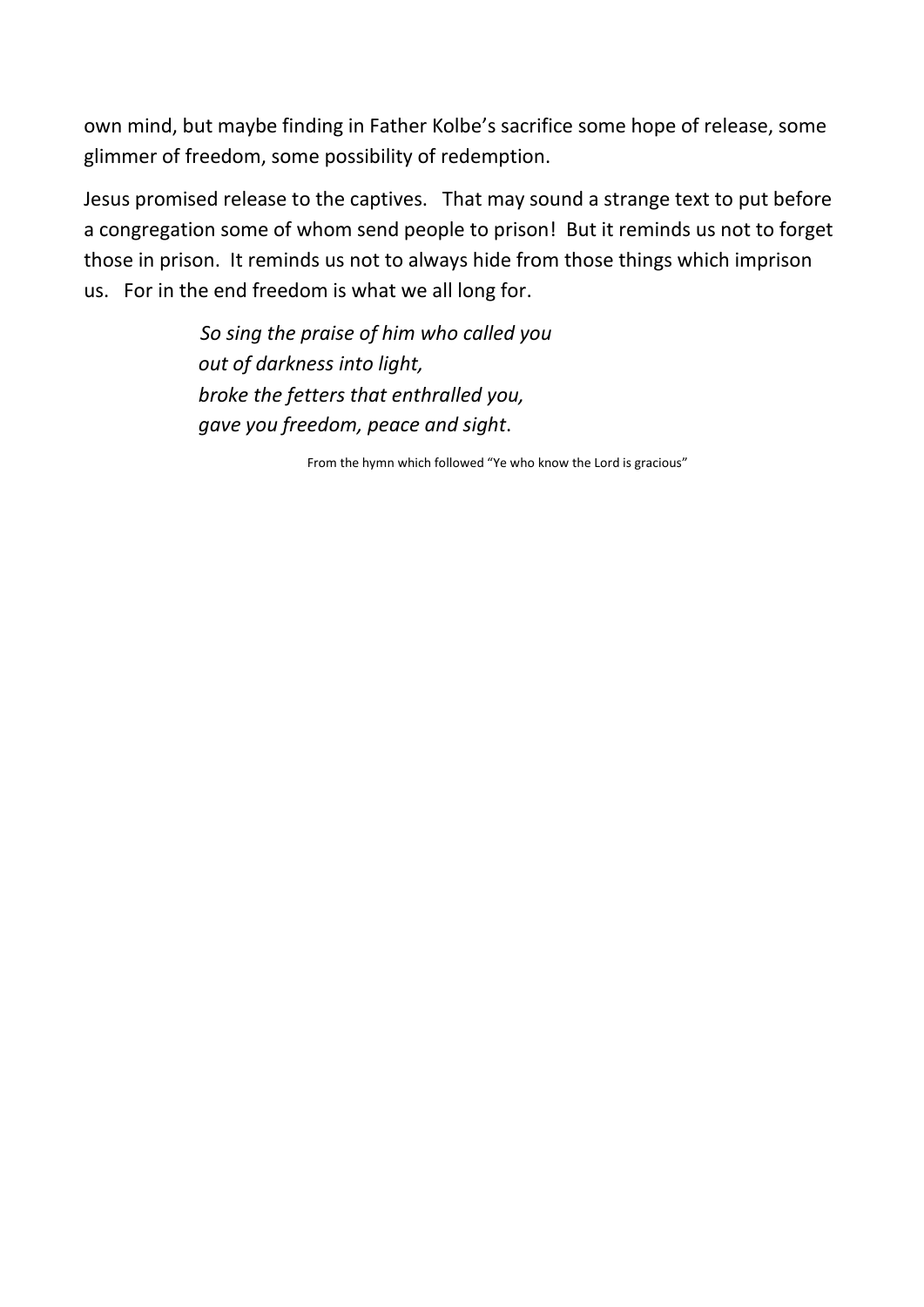own mind, but maybe finding in Father Kolbe's sacrifice some hope of release, some glimmer of freedom, some possibility of redemption.

Jesus promised release to the captives. That may sound a strange text to put before a congregation some of whom send people to prison! But it reminds us not to forget those in prison. It reminds us not to always hide from those things which imprison us. For in the end freedom is what we all long for.

> *So sing the praise of him who called you*
> *out of darkness into light,*
> *broke the fetters that enthralled you,*
> *gave you freedom, peace and sight.*

From the hymn which followed "Ye who know the Lord is gracious"